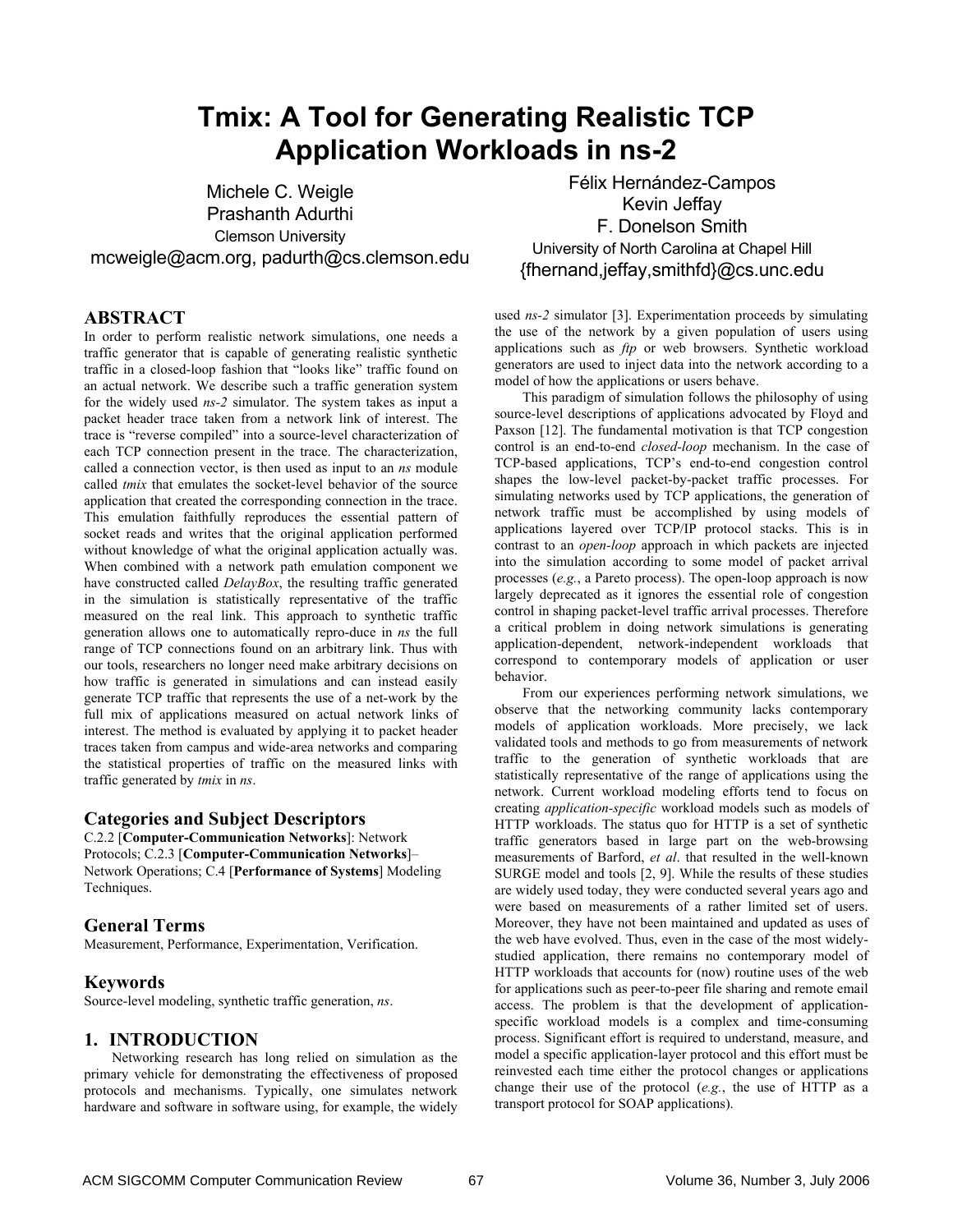# Tmix: A Tool for Generating Realistic TCP Application Workloads in ns-2

Michele C. Weigle
Prashanth Adurthi
Clemson University
mcweigle@acm.org, padurth@cs.clemson.edu

Félix Hernández-Campos
Kevin Jeffay
F. Donelson Smith
University of North Carolina at Chapel Hill
{fhernand,jeffay,smithfd}@cs.unc.edu

## ABSTRACT

In order to perform realistic network simulations, one needs a traffic generator that is capable of generating realistic synthetic traffic in a closed-loop fashion that "looks like" traffic found on an actual network. We describe such a traffic generation system for the widely used *ns-2* simulator. The system takes as input a packet header trace taken from a network link of interest. The trace is "reverse compiled" into a source-level characterization of each TCP connection present in the trace. The characterization, called a connection vector, is then used as input to an *ns* module called *tmix* that emulates the socket-level behavior of the source application that created the corresponding connection in the trace. This emulation faithfully reproduces the essential pattern of socket reads and writes that the original application performed without knowledge of what the original application actually was. When combined with a network path emulation component we have constructed called *DelayBox*, the resulting traffic generated in the simulation is statistically representative of the traffic measured on the real link. This approach to synthetic traffic generation allows one to automatically repro-duce in *ns* the full range of TCP connections found on an arbitrary link. Thus with our tools, researchers no longer need make arbitrary decisions on how traffic is generated in simulations and can instead easily generate TCP traffic that represents the use of a net-work by the full mix of applications measured on actual network links of interest. The method is evaluated by applying it to packet header traces taken from campus and wide-area networks and comparing the statistical properties of traffic on the measured links with traffic generated by *tmix* in *ns*.

### Categories and Subject Descriptors

C.2.2 [**Computer-Communication Networks**]: Network Protocols; C.2.3 [**Computer-Communication Networks**]– Network Operations; C.4 [**Performance of Systems**] Modeling Techniques.

### General Terms

Measurement, Performance, Experimentation, Verification.

### Keywords

Source-level modeling, synthetic traffic generation, *ns*.

## 1. INTRODUCTION

Networking research has long relied on simulation as the primary vehicle for demonstrating the effectiveness of proposed protocols and mechanisms. Typically, one simulates network hardware and software in software using, for example, the widely used *ns-2* simulator [3]. Experimentation proceeds by simulating the use of the network by a given population of users using applications such as *ftp* or web browsers. Synthetic workload generators are used to inject data into the network according to a model of how the applications or users behave.

This paradigm of simulation follows the philosophy of using source-level descriptions of applications advocated by Floyd and Paxson [12]. The fundamental motivation is that TCP congestion control is an end-to-end *closed-loop* mechanism. In the case of TCP-based applications, TCP's end-to-end congestion control shapes the low-level packet-by-packet traffic processes. For simulating networks used by TCP applications, the generation of network traffic must be accomplished by using models of applications layered over TCP/IP protocol stacks. This is in contrast to an *open-loop* approach in which packets are injected into the simulation according to some model of packet arrival processes (*e.g.*, a Pareto process). The open-loop approach is now largely deprecated as it ignores the essential role of congestion control in shaping packet-level traffic arrival processes. Therefore a critical problem in doing network simulations is generating application-dependent, network-independent workloads that correspond to contemporary models of application or user behavior.

From our experiences performing network simulations, we observe that the networking community lacks contemporary models of application workloads. More precisely, we lack validated tools and methods to go from measurements of network traffic to the generation of synthetic workloads that are statistically representative of the range of applications using the network. Current workload modeling efforts tend to focus on creating *application-specific* workload models such as models of HTTP workloads. The status quo for HTTP is a set of synthetic traffic generators based in large part on the web-browsing measurements of Barford, *et al*. that resulted in the well-known SURGE model and tools [2, 9]. While the results of these studies are widely used today, they were conducted several years ago and were based on measurements of a rather limited set of users. Moreover, they have not been maintained and updated as uses of the web have evolved. Thus, even in the case of the most widely-studied application, there remains no contemporary model of HTTP workloads that accounts for (now) routine uses of the web for applications such as peer-to-peer file sharing and remote email access. The problem is that the development of application-specific workload models is a complex and time-consuming process. Significant effort is required to understand, measure, and model a specific application-layer protocol and this effort must be reinvested each time either the protocol changes or applications change their use of the protocol (*e.g.*, the use of HTTP as a transport protocol for SOAP applications).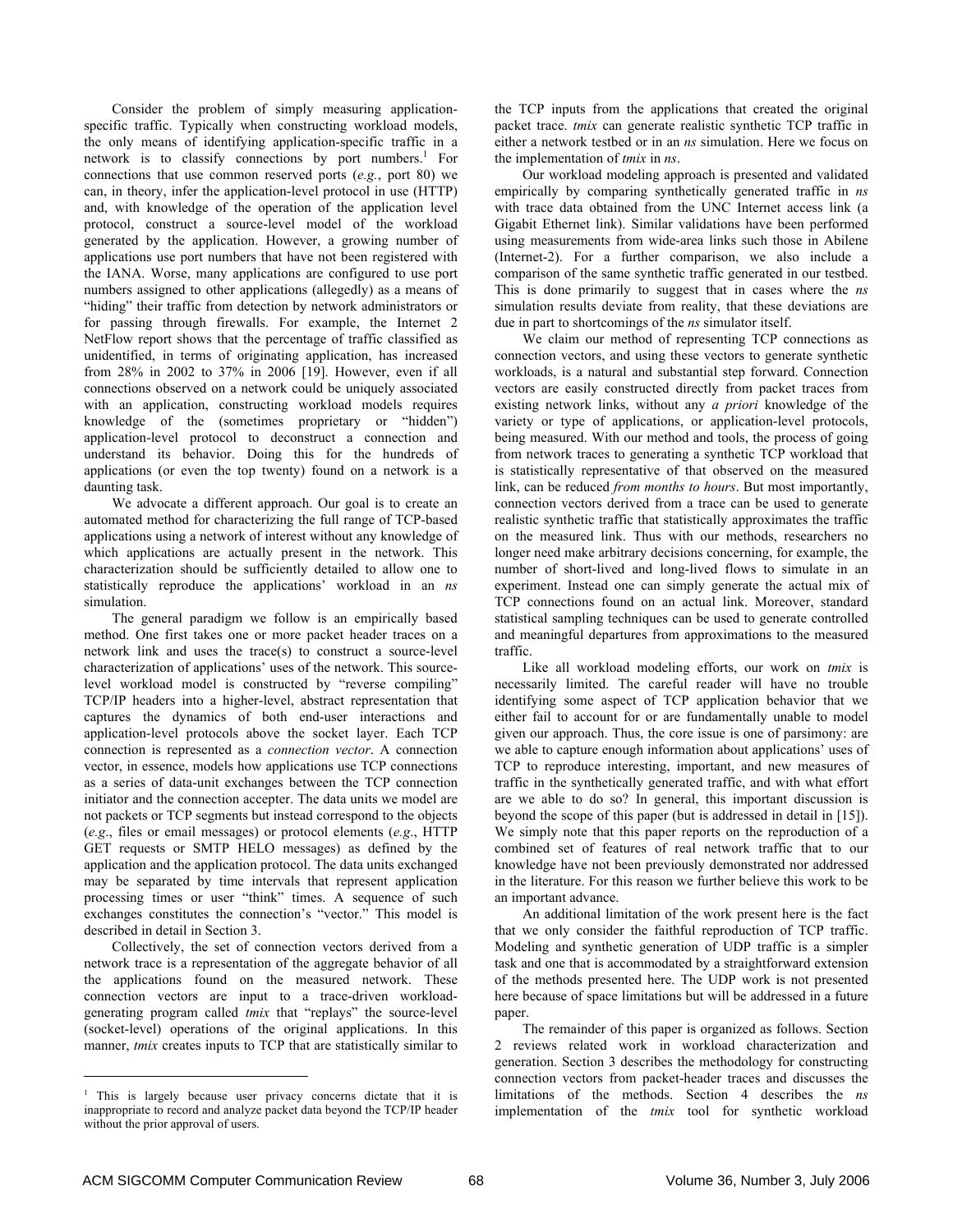Consider the problem of simply measuring application-specific traffic. Typically when constructing workload models, the only means of identifying application-specific traffic in a network is to classify connections by port numbers.[1] For connections that use common reserved ports (*e.g.*, port 80) we can, in theory, infer the application-level protocol in use (HTTP) and, with knowledge of the operation of the application level protocol, construct a source-level model of the workload generated by the application. However, a growing number of applications use port numbers that have not been registered with the IANA. Worse, many applications are configured to use port numbers assigned to other applications (allegedly) as a means of "hiding" their traffic from detection by network administrators or for passing through firewalls. For example, the Internet 2 NetFlow report shows that the percentage of traffic classified as unidentified, in terms of originating application, has increased from 28% in 2002 to 37% in 2006 [19]. However, even if all connections observed on a network could be uniquely associated with an application, constructing workload models requires knowledge of the (sometimes proprietary or "hidden") application-level protocol to deconstruct a connection and understand its behavior. Doing this for the hundreds of applications (or even the top twenty) found on a network is a daunting task.

We advocate a different approach. Our goal is to create an automated method for characterizing the full range of TCP-based applications using a network of interest without any knowledge of which applications are actually present in the network. This characterization should be sufficiently detailed to allow one to statistically reproduce the applications' workload in an *ns* simulation.

The general paradigm we follow is an empirically based method. One first takes one or more packet header traces on a network link and uses the trace(s) to construct a source-level characterization of applications' uses of the network. This source-level workload model is constructed by "reverse compiling" TCP/IP headers into a higher-level, abstract representation that captures the dynamics of both end-user interactions and application-level protocols above the socket layer. Each TCP connection is represented as a *connection vector*. A connection vector, in essence, models how applications use TCP connections as a series of data-unit exchanges between the TCP connection initiator and the connection accepter. The data units we model are not packets or TCP segments but instead correspond to the objects (*e.g.*, files or email messages) or protocol elements (*e.g.*, HTTP GET requests or SMTP HELO messages) as defined by the application and the application protocol. The data units exchanged may be separated by time intervals that represent application processing times or user "think" times. A sequence of such exchanges constitutes the connection's "vector." This model is described in detail in Section 3.

Collectively, the set of connection vectors derived from a network trace is a representation of the aggregate behavior of all the applications found on the measured network. These connection vectors are input to a trace-driven workload-generating program called *tmix* that "replays" the source-level (socket-level) operations of the original applications. In this manner, *tmix* creates inputs to TCP that are statistically similar to the TCP inputs from the applications that created the original packet trace. *tmix* can generate realistic synthetic TCP traffic in either a network testbed or in an *ns* simulation. Here we focus on the implementation of *tmix* in *ns*.

Our workload modeling approach is presented and validated empirically by comparing synthetically generated traffic in *ns* with trace data obtained from the UNC Internet access link (a Gigabit Ethernet link). Similar validations have been performed using measurements from wide-area links such those in Abilene (Internet-2). For a further comparison, we also include a comparison of the same synthetic traffic generated in our testbed. This is done primarily to suggest that in cases where the *ns* simulation results deviate from reality, that these deviations are due in part to shortcomings of the *ns* simulator itself.

We claim our method of representing TCP connections as connection vectors, and using these vectors to generate synthetic workloads, is a natural and substantial step forward. Connection vectors are easily constructed directly from packet traces from existing network links, without any *a priori* knowledge of the variety or type of applications, or application-level protocols, being measured. With our method and tools, the process of going from network traces to generating a synthetic TCP workload that is statistically representative of that observed on the measured link, can be reduced *from months to hours*. But most importantly, connection vectors derived from a trace can be used to generate realistic synthetic traffic that statistically approximates the traffic on the measured link. Thus with our methods, researchers no longer need make arbitrary decisions concerning, for example, the number of short-lived and long-lived flows to simulate in an experiment. Instead one can simply generate the actual mix of TCP connections found on an actual link. Moreover, standard statistical sampling techniques can be used to generate controlled and meaningful departures from approximations to the measured traffic.

Like all workload modeling efforts, our work on *tmix* is necessarily limited. The careful reader will have no trouble identifying some aspect of TCP application behavior that we either fail to account for or are fundamentally unable to model given our approach. Thus, the core issue is one of parsimony: are we able to capture enough information about applications' uses of TCP to reproduce interesting, important, and new measures of traffic in the synthetically generated traffic, and with what effort are we able to do so? In general, this important discussion is beyond the scope of this paper (but is addressed in detail in [15]). We simply note that this paper reports on the reproduction of a combined set of features of real network traffic that to our knowledge have not been previously demonstrated nor addressed in the literature. For this reason we further believe this work to be an important advance.

An additional limitation of the work present here is the fact that we only consider the faithful reproduction of TCP traffic. Modeling and synthetic generation of UDP traffic is a simpler task and one that is accommodated by a straightforward extension of the methods presented here. The UDP work is not presented here because of space limitations but will be addressed in a future paper.

The remainder of this paper is organized as follows. Section 2 reviews related work in workload characterization and generation. Section 3 describes the methodology for constructing connection vectors from packet-header traces and discusses the limitations of the methods. Section 4 describes the *ns* implementation of the *tmix* tool for synthetic workload

[1] This is largely because user privacy concerns dictate that it is inappropriate to record and analyze packet data beyond the TCP/IP header without the prior approval of users.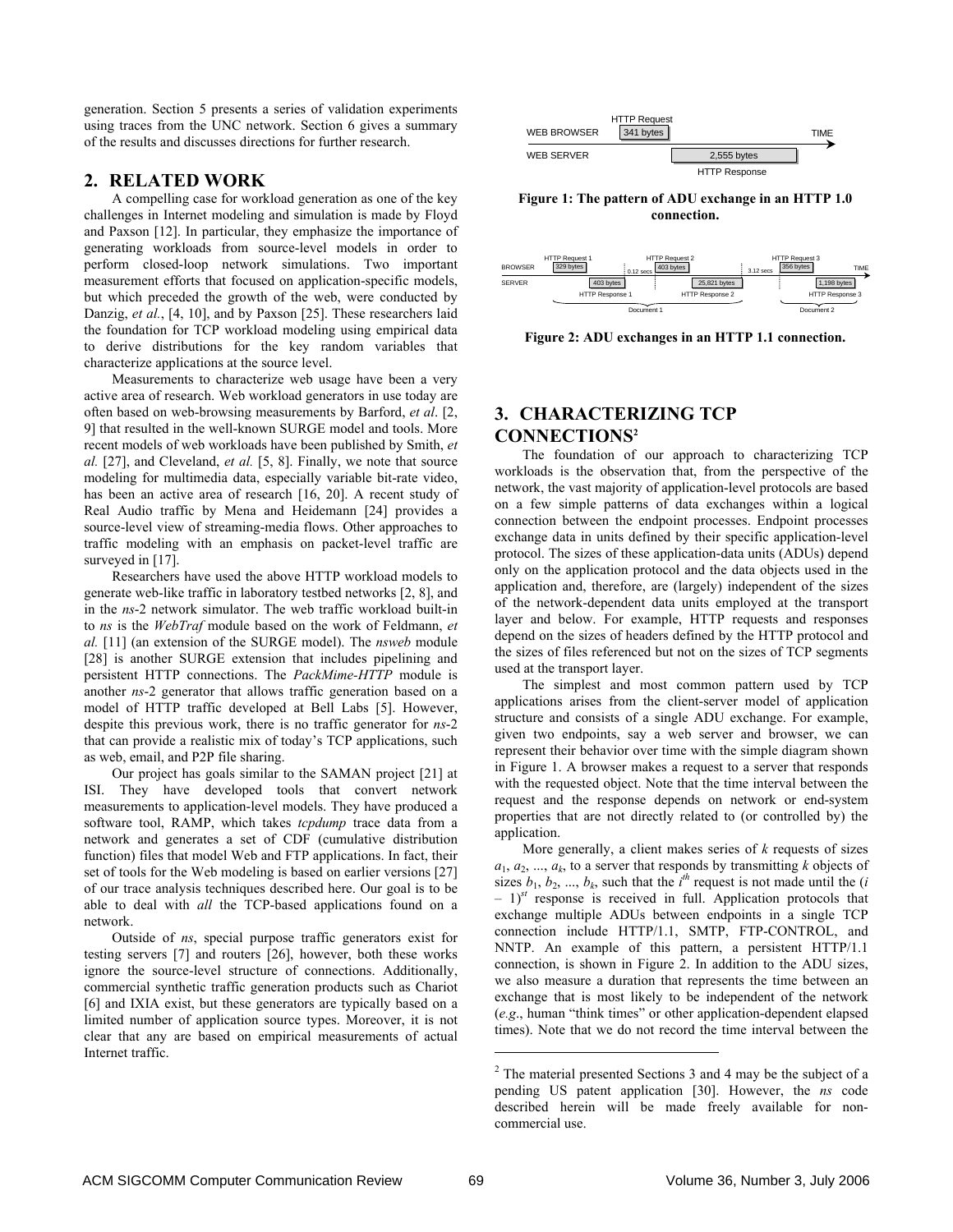generation. Section 5 presents a series of validation experiments using traces from the UNC network. Section 6 gives a summary of the results and discusses directions for further research.

## 2. RELATED WORK

A compelling case for workload generation as one of the key challenges in Internet modeling and simulation is made by Floyd and Paxson [12]. In particular, they emphasize the importance of generating workloads from source-level models in order to perform closed-loop network simulations. Two important measurement efforts that focused on application-specific models, but which preceded the growth of the web, were conducted by Danzig, *et al.*, [4, 10], and by Paxson [25]. These researchers laid the foundation for TCP workload modeling using empirical data to derive distributions for the key random variables that characterize applications at the source level.

Measurements to characterize web usage have been a very active area of research. Web workload generators in use today are often based on web-browsing measurements by Barford, *et al*. [2, 9] that resulted in the well-known SURGE model and tools. More recent models of web workloads have been published by Smith, *et al.* [27], and Cleveland, *et al.* [5, 8]. Finally, we note that source modeling for multimedia data, especially variable bit-rate video, has been an active area of research [16, 20]. A recent study of Real Audio traffic by Mena and Heidemann [24] provides a source-level view of streaming-media flows. Other approaches to traffic modeling with an emphasis on packet-level traffic are surveyed in [17].

Researchers have used the above HTTP workload models to generate web-like traffic in laboratory testbed networks [2, 8], and in the *ns*-2 network simulator. The web traffic workload built-in to *ns* is the *WebTraf* module based on the work of Feldmann, *et al.* [11] (an extension of the SURGE model). The *nsweb* module [28] is another SURGE extension that includes pipelining and persistent HTTP connections. The *PackMime-HTTP* module is another *ns*-2 generator that allows traffic generation based on a model of HTTP traffic developed at Bell Labs [5]. However, despite this previous work, there is no traffic generator for *ns*-2 that can provide a realistic mix of today's TCP applications, such as web, email, and P2P file sharing.

Our project has goals similar to the SAMAN project [21] at ISI. They have developed tools that convert network measurements to application-level models. They have produced a software tool, RAMP, which takes *tcpdump* trace data from a network and generates a set of CDF (cumulative distribution function) files that model Web and FTP applications. In fact, their set of tools for the Web modeling is based on earlier versions [27] of our trace analysis techniques described here. Our goal is to be able to deal with *all* the TCP-based applications found on a network.

Outside of *ns*, special purpose traffic generators exist for testing servers [7] and routers [26], however, both these works ignore the source-level structure of connections. Additionally, commercial synthetic traffic generation products such as Chariot [6] and IXIA exist, but these generators are typically based on a limited number of application source types. Moreover, it is not clear that any are based on empirical measurements of actual Internet traffic.

**Figure 1: The pattern of ADU exchange in an HTTP 1.0 connection.**

**Figure 2: ADU exchanges in an HTTP 1.1 connection.**

## 3. CHARACTERIZING TCP CONNECTIONS[2]

The foundation of our approach to characterizing TCP workloads is the observation that, from the perspective of the network, the vast majority of application-level protocols are based on a few simple patterns of data exchanges within a logical connection between the endpoint processes. Endpoint processes exchange data in units defined by their specific application-level protocol. The sizes of these application-data units (ADUs) depend only on the application protocol and the data objects used in the application and, therefore, are (largely) independent of the sizes of the network-dependent data units employed at the transport layer and below. For example, HTTP requests and responses depend on the sizes of headers defined by the HTTP protocol and the sizes of files referenced but not on the sizes of TCP segments used at the transport layer.

The simplest and most common pattern used by TCP applications arises from the client-server model of application structure and consists of a single ADU exchange. For example, given two endpoints, say a web server and browser, we can represent their behavior over time with the simple diagram shown in Figure 1. A browser makes a request to a server that responds with the requested object. Note that the time interval between the request and the response depends on network or end-system properties that are not directly related to (or controlled by) the application.

More generally, a client makes series of $k$ requests of sizes $a_1, a_2, ..., a_k$, to a server that responds by transmitting $k$ objects of sizes $b_1, b_2, ..., b_k$, such that the $i^{th}$ request is not made until the $(i - 1)^{st}$ response is received in full. Application protocols that exchange multiple ADUs between endpoints in a single TCP connection include HTTP/1.1, SMTP, FTP-CONTROL, and NNTP. An example of this pattern, a persistent HTTP/1.1 connection, is shown in Figure 2. In addition to the ADU sizes, we also measure a duration that represents the time between an exchange that is most likely to be independent of the network (*e.g*., human "think times" or other application-dependent elapsed times). Note that we do not record the time interval between the

[2] The material presented Sections 3 and 4 may be the subject of a pending US patent application [30]. However, the *ns* code described herein will be made freely available for non-commercial use.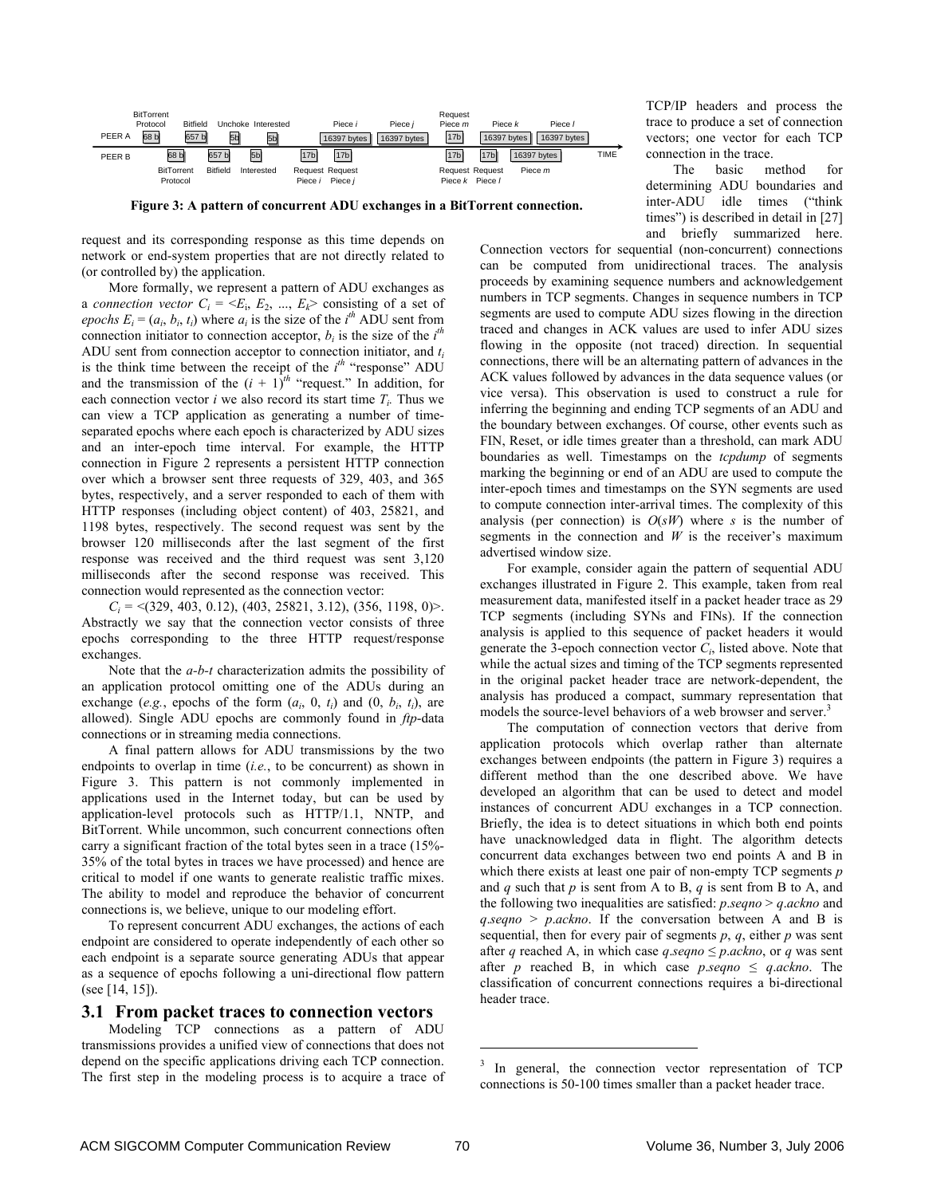**Figure 3: A pattern of concurrent ADU exchanges in a BitTorrent connection.**

request and its corresponding response as this time depends on network or end-system properties that are not directly related to (or controlled by) the application.

More formally, we represent a pattern of ADU exchanges as a *connection vector* $C_i = <E_i, E_2, ..., E_k>$ consisting of a set of *epochs* $E_i = (a_i, b_i, t_i)$ where $a_i$ is the size of the $i^{th}$ ADU sent from connection initiator to connection acceptor, $b_i$ is the size of the $i^{th}$ ADU sent from connection acceptor to connection initiator, and $t_i$ is the think time between the receipt of the $i^{th}$ "response" ADU and the transmission of the $(i + 1)^{th}$ "request." In addition, for each connection vector $i$ we also record its start time $T_i$. Thus we can view a TCP application as generating a number of time-separated epochs where each epoch is characterized by ADU sizes and an inter-epoch time interval. For example, the HTTP connection in Figure 2 represents a persistent HTTP connection over which a browser sent three requests of 329, 403, and 365 bytes, respectively, and a server responded to each of them with HTTP responses (including object content) of 403, 25821, and 1198 bytes, respectively. The second request was sent by the browser 120 milliseconds after the last segment of the first response was received and the third request was sent 3,120 milliseconds after the second response was received. This connection would represented as the connection vector:

$C_i$ = <(329, 403, 0.12), (403, 25821, 3.12), (356, 1198, 0)>. Abstractly we say that the connection vector consists of three epochs corresponding to the three HTTP request/response exchanges.

Note that the *a*-*b*-*t* characterization admits the possibility of an application protocol omitting one of the ADUs during an exchange (*e.g.*, epochs of the form $(a_i, 0, t_i)$ and $(0, b_i, t_i)$, are allowed). Single ADU epochs are commonly found in *ftp*-data connections or in streaming media connections.

A final pattern allows for ADU transmissions by the two endpoints to overlap in time (*i.e.*, to be concurrent) as shown in Figure 3. This pattern is not commonly implemented in applications used in the Internet today, but can be used by application-level protocols such as HTTP/1.1, NNTP, and BitTorrent. While uncommon, such concurrent connections often carry a significant fraction of the total bytes seen in a trace (15%-35% of the total bytes in traces we have processed) and hence are critical to model if one wants to generate realistic traffic mixes. The ability to model and reproduce the behavior of concurrent connections is, we believe, unique to our modeling effort.

To represent concurrent ADU exchanges, the actions of each endpoint are considered to operate independently of each other so each endpoint is a separate source generating ADUs that appear as a sequence of epochs following a uni-directional flow pattern (see [14, 15]).

## 3.1 From packet traces to connection vectors

Modeling TCP connections as a pattern of ADU transmissions provides a unified view of connections that does not depend on the specific applications driving each TCP connection. The first step in the modeling process is to acquire a trace of TCP/IP headers and process the trace to produce a set of connection vectors; one vector for each TCP connection in the trace.

The basic method for determining ADU boundaries and inter-ADU idle times ("think times") is described in detail in [27] and briefly summarized here. Connection vectors for sequential (non-concurrent) connections can be computed from unidirectional traces. The analysis proceeds by examining sequence numbers and acknowledgement numbers in TCP segments. Changes in sequence numbers in TCP segments are used to compute ADU sizes flowing in the direction traced and changes in ACK values are used to infer ADU sizes flowing in the opposite (not traced) direction. In sequential connections, there will be an alternating pattern of advances in the ACK values followed by advances in the data sequence values (or vice versa). This observation is used to construct a rule for inferring the beginning and ending TCP segments of an ADU and the boundary between exchanges. Of course, other events such as FIN, Reset, or idle times greater than a threshold, can mark ADU boundaries as well. Timestamps on the *tcpdump* of segments marking the beginning or end of an ADU are used to compute the inter-epoch times and timestamps on the SYN segments are used to compute connection inter-arrival times. The complexity of this analysis (per connection) is $O(sW)$ where $s$ is the number of segments in the connection and $W$ is the receiver's maximum advertised window size.

For example, consider again the pattern of sequential ADU exchanges illustrated in Figure 2. This example, taken from real measurement data, manifested itself in a packet header trace as 29 TCP segments (including SYNs and FINs). If the connection analysis is applied to this sequence of packet headers it would generate the 3-epoch connection vector $C_i$, listed above. Note that while the actual sizes and timing of the TCP segments represented in the original packet header trace are network-dependent, the analysis has produced a compact, summary representation that models the source-level behaviors of a web browser and server.[3]

The computation of connection vectors that derive from application protocols which overlap rather than alternate exchanges between endpoints (the pattern in Figure 3) requires a different method than the one described above. We have developed an algorithm that can be used to detect and model instances of concurrent ADU exchanges in a TCP connection. Briefly, the idea is to detect situations in which both end points have unacknowledged data in flight. The algorithm detects concurrent data exchanges between two end points A and B in which there exists at least one pair of non-empty TCP segments $p$ and $q$ such that $p$ is sent from A to B, $q$ is sent from B to A, and the following two inequalities are satisfied: $p.seqno > q.ackno$ and $q.seqno > p.ackno$. If the conversation between A and B is sequential, then for every pair of segments $p$, $q$, either $p$ was sent after $q$ reached A, in which case $q.seqno \le p.ackno$, or $q$ was sent after $p$ reached B, in which case $p.seqno \le q.ackno$. The classification of concurrent connections requires a bi-directional header trace.

[3] In general, the connection vector representation of TCP connections is 50-100 times smaller than a packet header trace.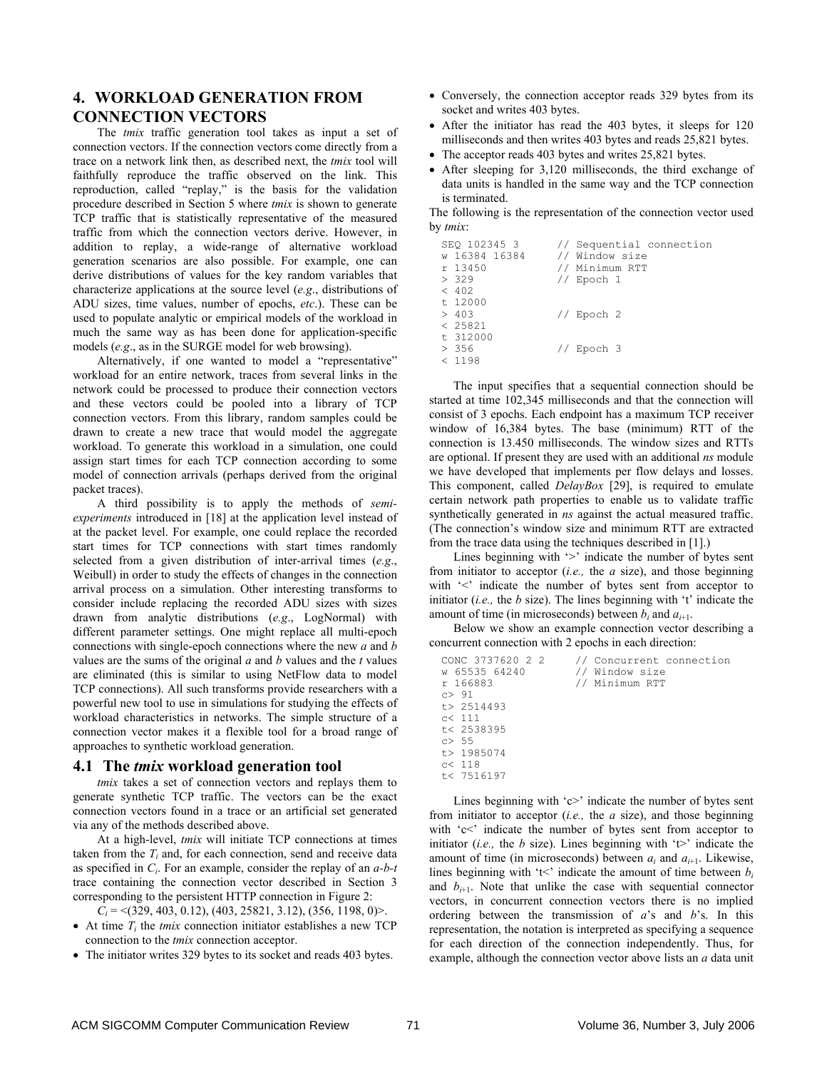## 4. WORKLOAD GENERATION FROM CONNECTION VECTORS

The *tmix* traffic generation tool takes as input a set of connection vectors. If the connection vectors come directly from a trace on a network link then, as described next, the *tmix* tool will faithfully reproduce the traffic observed on the link. This reproduction, called "replay," is the basis for the validation procedure described in Section 5 where *tmix* is shown to generate TCP traffic that is statistically representative of the measured traffic from which the connection vectors derive. However, in addition to replay, a wide-range of alternative workload generation scenarios are also possible. For example, one can derive distributions of values for the key random variables that characterize applications at the source level (*e.g*., distributions of ADU sizes, time values, number of epochs, *etc*.). These can be used to populate analytic or empirical models of the workload in much the same way as has been done for application-specific models (*e.g*., as in the SURGE model for web browsing).

Alternatively, if one wanted to model a "representative" workload for an entire network, traces from several links in the network could be processed to produce their connection vectors and these vectors could be pooled into a library of TCP connection vectors. From this library, random samples could be drawn to create a new trace that would model the aggregate workload. To generate this workload in a simulation, one could assign start times for each TCP connection according to some model of connection arrivals (perhaps derived from the original packet traces).

A third possibility is to apply the methods of *semi-experiments* introduced in [18] at the application level instead of at the packet level. For example, one could replace the recorded start times for TCP connections with start times randomly selected from a given distribution of inter-arrival times (*e.g*., Weibull) in order to study the effects of changes in the connection arrival process on a simulation. Other interesting transforms to consider include replacing the recorded ADU sizes with sizes drawn from analytic distributions (*e.g*., LogNormal) with different parameter settings. One might replace all multi-epoch connections with single-epoch connections where the new *a* and *b* values are the sums of the original *a* and *b* values and the *t* values are eliminated (this is similar to using NetFlow data to model TCP connections). All such transforms provide researchers with a powerful new tool to use in simulations for studying the effects of workload characteristics in networks. The simple structure of a connection vector makes it a flexible tool for a broad range of approaches to synthetic workload generation.

### 4.1 The *tmix* workload generation tool

*tmix* takes a set of connection vectors and replays them to generate synthetic TCP traffic. The vectors can be the exact connection vectors found in a trace or an artificial set generated via any of the methods described above.

At a high-level, *tmix* will initiate TCP connections at times taken from the $T_i$ and, for each connection, send and receive data as specified in $C_i$. For an example, consider the replay of an *a-b-t* trace containing the connection vector described in Section 3 corresponding to the persistent HTTP connection in Figure 2:

$C_i$ = <(329, 403, 0.12), (403, 25821, 3.12), (356, 1198, 0)>.

- At time $T_i$ the *tmix* connection initiator establishes a new TCP connection to the *tmix* connection acceptor.
- The initiator writes 329 bytes to its socket and reads 403 bytes.
- Conversely, the connection acceptor reads 329 bytes from its socket and writes 403 bytes.
- After the initiator has read the 403 bytes, it sleeps for 120 milliseconds and then writes 403 bytes and reads 25,821 bytes.
- The acceptor reads 403 bytes and writes 25,821 bytes.
- After sleeping for 3,120 milliseconds, the third exchange of data units is handled in the same way and the TCP connection is terminated.

The following is the representation of the connection vector used by *tmix*:

```
SEQ 102345 3       // Sequential connection
w 16384 16384      // Window size
r 13450            // Minimum RTT
> 329              // Epoch 1
< 402
t 12000
> 403              // Epoch 2
< 25821
t 312000
> 356              // Epoch 3
< 1198
```

The input specifies that a sequential connection should be started at time 102,345 milliseconds and that the connection will consist of 3 epochs. Each endpoint has a maximum TCP receiver window of 16,384 bytes. The base (minimum) RTT of the connection is 13.450 milliseconds. The window sizes and RTTs are optional. If present they are used with an additional *ns* module we have developed that implements per flow delays and losses. This component, called *DelayBox* [29], is required to emulate certain network path properties to enable us to validate traffic synthetically generated in *ns* against the actual measured traffic. (The connection's window size and minimum RTT are extracted from the trace data using the techniques described in [1].)

Lines beginning with '>' indicate the number of bytes sent from initiator to acceptor (*i.e.,* the *a* size), and those beginning with '<' indicate the number of bytes sent from acceptor to initiator (*i.e.,* the *b* size). The lines beginning with 't' indicate the amount of time (in microseconds) between $b_i$ and $a_{i+1}$.

Below we show an example connection vector describing a concurrent connection with 2 epochs in each direction:

```
CONC 3737620 2 2     // Concurrent connection
w 65535 64240        // Window size
r 166883             // Minimum RTT
c> 91
t> 2514493
c< 111
t< 2538395
c> 55
t> 1985074
c< 118
t< 7516197
```

Lines beginning with 'c>' indicate the number of bytes sent from initiator to acceptor (*i.e.,* the *a* size), and those beginning with 'c<' indicate the number of bytes sent from acceptor to initiator (*i.e.,* the *b* size). Lines beginning with 't>' indicate the amount of time (in microseconds) between $a_i$ and $a_{i+1}$. Likewise, lines beginning with 't<' indicate the amount of time between $b_i$ and $b_{i+1}$. Note that unlike the case with sequential connector vectors, in concurrent connection vectors there is no implied ordering between the transmission of *a*'s and *b*'s. In this representation, the notation is interpreted as specifying a sequence for each direction of the connection independently. Thus, for example, although the connection vector above lists an *a* data unit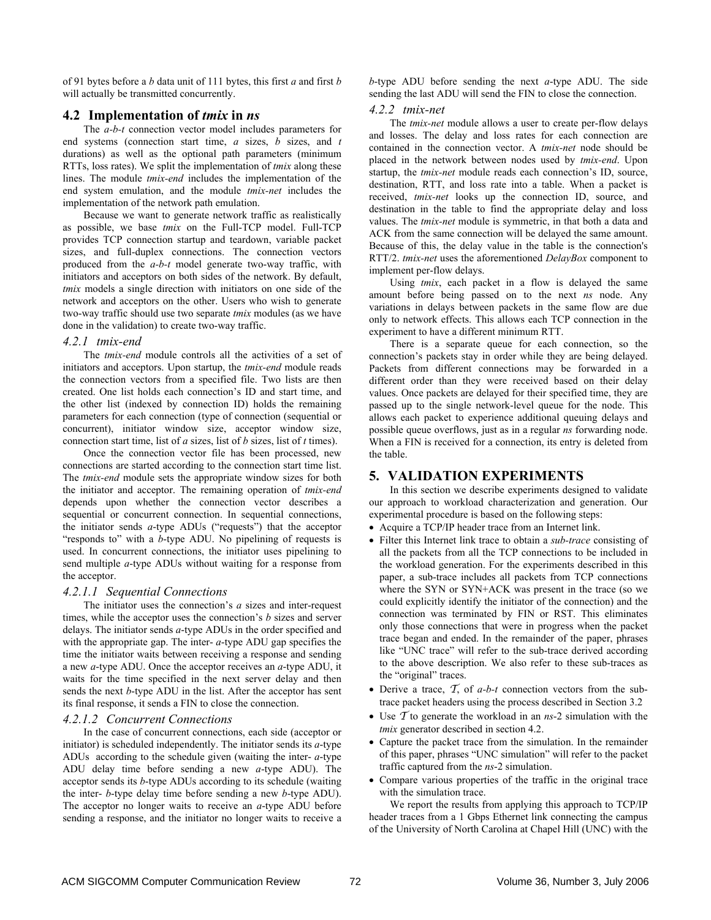of 91 bytes before a *b* data unit of 111 bytes, this first *a* and first *b* will actually be transmitted concurrently.

## 4.2 Implementation of *tmix* in *ns*

The *a-b-t* connection vector model includes parameters for end systems (connection start time, *a* sizes, *b* sizes, and *t* durations) as well as the optional path parameters (minimum RTTs, loss rates). We split the implementation of *tmix* along these lines. The module *tmix-end* includes the implementation of the end system emulation, and the module *tmix-net* includes the implementation of the network path emulation.

Because we want to generate network traffic as realistically as possible, we base *tmix* on the Full-TCP model. Full-TCP provides TCP connection startup and teardown, variable packet sizes, and full-duplex connections. The connection vectors produced from the *a-b-t* model generate two-way traffic, with initiators and acceptors on both sides of the network. By default, *tmix* models a single direction with initiators on one side of the network and acceptors on the other. Users who wish to generate two-way traffic should use two separate *tmix* modules (as we have done in the validation) to create two-way traffic.

### *4.2.1 tmix-end*

The *tmix-end* module controls all the activities of a set of initiators and acceptors. Upon startup, the *tmix-end* module reads the connection vectors from a specified file. Two lists are then created. One list holds each connection's ID and start time, and the other list (indexed by connection ID) holds the remaining parameters for each connection (type of connection (sequential or concurrent), initiator window size, acceptor window size, connection start time, list of *a* sizes, list of *b* sizes, list of *t* times).

Once the connection vector file has been processed, new connections are started according to the connection start time list. The *tmix-end* module sets the appropriate window sizes for both the initiator and acceptor. The remaining operation of *tmix-end* depends upon whether the connection vector describes a sequential or concurrent connection. In sequential connections, the initiator sends *a*-type ADUs ("requests") that the acceptor "responds to" with a *b*-type ADU. No pipelining of requests is used. In concurrent connections, the initiator uses pipelining to send multiple *a*-type ADUs without waiting for a response from the acceptor.

#### *4.2.1.1 Sequential Connections*

The initiator uses the connection's *a* sizes and inter-request times, while the acceptor uses the connection's *b* sizes and server delays. The initiator sends *a*-type ADUs in the order specified and with the appropriate gap. The inter- *a*-type ADU gap specifies the time the initiator waits between receiving a response and sending a new *a*-type ADU. Once the acceptor receives an *a*-type ADU, it waits for the time specified in the next server delay and then sends the next *b*-type ADU in the list. After the acceptor has sent its final response, it sends a FIN to close the connection.

#### *4.2.1.2 Concurrent Connections*

In the case of concurrent connections, each side (acceptor or initiator) is scheduled independently. The initiator sends its *a*-type ADUs according to the schedule given (waiting the inter- *a*-type ADU delay time before sending a new *a*-type ADU). The acceptor sends its *b*-type ADUs according to its schedule (waiting the inter- *b*-type delay time before sending a new *b*-type ADU). The acceptor no longer waits to receive an *a*-type ADU before sending a response, and the initiator no longer waits to receive a *b*-type ADU before sending the next *a*-type ADU. The side sending the last ADU will send the FIN to close the connection.

### *4.2.2 tmix-net*

The *tmix-net* module allows a user to create per-flow delays and losses. The delay and loss rates for each connection are contained in the connection vector. A *tmix-net* node should be placed in the network between nodes used by *tmix-end*. Upon startup, the *tmix-net* module reads each connection's ID, source, destination, RTT, and loss rate into a table. When a packet is received, *tmix-net* looks up the connection ID, source, and destination in the table to find the appropriate delay and loss values. The *tmix-net* module is symmetric, in that both a data and ACK from the same connection will be delayed the same amount. Because of this, the delay value in the table is the connection's RTT/2. *tmix-net* uses the aforementioned *DelayBox* component to implement per-flow delays.

Using *tmix*, each packet in a flow is delayed the same amount before being passed on to the next *ns* node. Any variations in delays between packets in the same flow are due only to network effects. This allows each TCP connection in the experiment to have a different minimum RTT.

There is a separate queue for each connection, so the connection's packets stay in order while they are being delayed. Packets from different connections may be forwarded in a different order than they were received based on their delay values. Once packets are delayed for their specified time, they are passed up to the single network-level queue for the node. This allows each packet to experience additional queuing delays and possible queue overflows, just as in a regular *ns* forwarding node. When a FIN is received for a connection, its entry is deleted from the table.

## 5. VALIDATION EXPERIMENTS

In this section we describe experiments designed to validate our approach to workload characterization and generation. Our experimental procedure is based on the following steps:

- Acquire a TCP/IP header trace from an Internet link.
- Filter this Internet link trace to obtain a *sub-trace* consisting of all the packets from all the TCP connections to be included in the workload generation. For the experiments described in this paper, a sub-trace includes all packets from TCP connections where the SYN or SYN+ACK was present in the trace (so we could explicitly identify the initiator of the connection) and the connection was terminated by FIN or RST. This eliminates only those connections that were in progress when the packet trace began and ended. In the remainder of the paper, phrases like "UNC trace" will refer to the sub-trace derived according to the above description. We also refer to these sub-traces as the "original" traces.
- Derive a trace, $\mathcal{T}$, of *a-b-t* connection vectors from the sub-trace packet headers using the process described in Section 3.2
- Use $\mathcal{T}$ to generate the workload in an *ns*-2 simulation with the *tmix* generator described in section 4.2.
- Capture the packet trace from the simulation. In the remainder of this paper, phrases "UNC simulation" will refer to the packet traffic captured from the *ns*-2 simulation.
- Compare various properties of the traffic in the original trace with the simulation trace.

We report the results from applying this approach to TCP/IP header traces from a 1 Gbps Ethernet link connecting the campus of the University of North Carolina at Chapel Hill (UNC) with the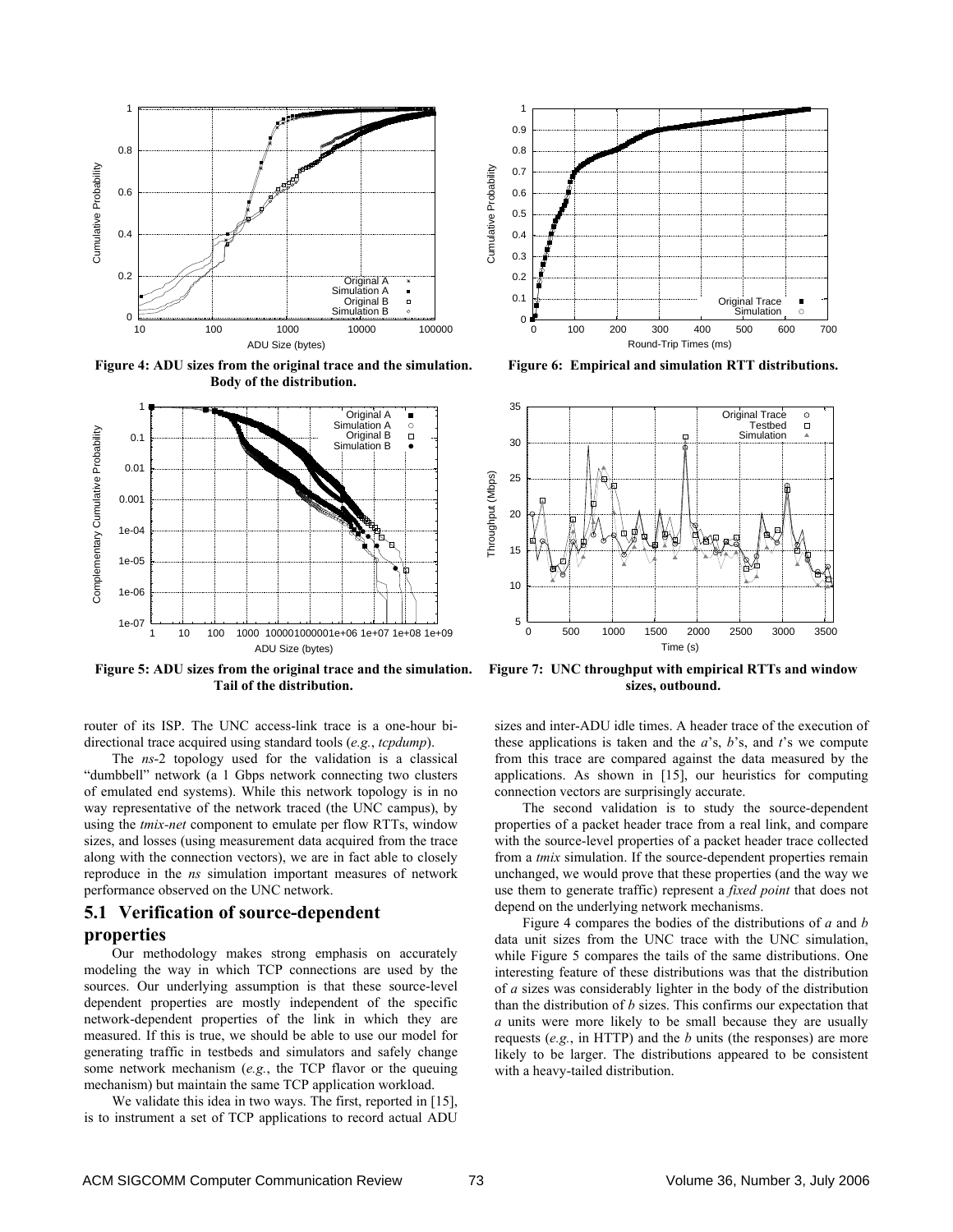Figure 4: ADU sizes from the original trace and the simulation. Body of the distribution.

Figure 5: ADU sizes from the original trace and the simulation. Tail of the distribution.

Figure 6: Empirical and simulation RTT distributions.

Figure 7: UNC throughput with empirical RTTs and window sizes, outbound.

router of its ISP. The UNC access-link trace is a one-hour bi-directional trace acquired using standard tools (*e.g.*, *tcpdump*).

The *ns*-2 topology used for the validation is a classical "dumbbell" network (a 1 Gbps network connecting two clusters of emulated end systems). While this network topology is in no way representative of the network traced (the UNC campus), by using the *tmix-net* component to emulate per flow RTTs, window sizes, and losses (using measurement data acquired from the trace along with the connection vectors), we are in fact able to closely reproduce in the *ns* simulation important measures of network performance observed on the UNC network.

## 5.1 Verification of source-dependent properties

Our methodology makes strong emphasis on accurately modeling the way in which TCP connections are used by the sources. Our underlying assumption is that these source-level dependent properties are mostly independent of the specific network-dependent properties of the link in which they are measured. If this is true, we should be able to use our model for generating traffic in testbeds and simulators and safely change some network mechanism (*e.g.*, the TCP flavor or the queuing mechanism) but maintain the same TCP application workload.

We validate this idea in two ways. The first, reported in [15], is to instrument a set of TCP applications to record actual ADU sizes and inter-ADU idle times. A header trace of the execution of these applications is taken and the *a*'s, *b*'s, and *t*'s we compute from this trace are compared against the data measured by the applications. As shown in [15], our heuristics for computing connection vectors are surprisingly accurate.

The second validation is to study the source-dependent properties of a packet header trace from a real link, and compare with the source-level properties of a packet header trace collected from a *tmix* simulation. If the source-dependent properties remain unchanged, we would prove that these properties (and the way we use them to generate traffic) represent a *fixed point* that does not depend on the underlying network mechanisms.

Figure 4 compares the bodies of the distributions of *a* and *b* data unit sizes from the UNC trace with the UNC simulation, while Figure 5 compares the tails of the same distributions. One interesting feature of these distributions was that the distribution of *a* sizes was considerably lighter in the body of the distribution than the distribution of *b* sizes. This confirms our expectation that *a* units were more likely to be small because they are usually requests (*e.g.*, in HTTP) and the *b* units (the responses) are more likely to be larger. The distributions appeared to be consistent with a heavy-tailed distribution.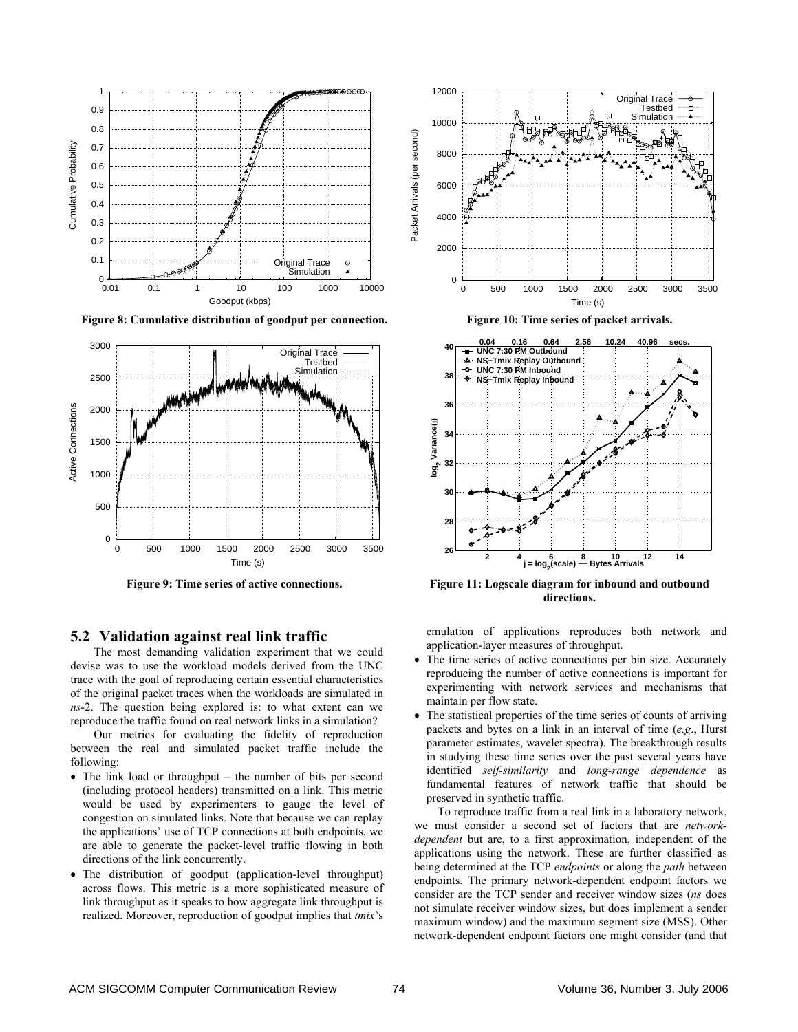Figure 8: Cumulative distribution of goodput per connection.

Figure 9: Time series of active connections.

Figure 10: Time series of packet arrivals.

Figure 11: Logscale diagram for inbound and outbound directions.

## 5.2 Validation against real link traffic

The most demanding validation experiment that we could devise was to use the workload models derived from the UNC trace with the goal of reproducing certain essential characteristics of the original packet traces when the workloads are simulated in *ns*-2. The question being explored is: to what extent can we reproduce the traffic found on real network links in a simulation?

Our metrics for evaluating the fidelity of reproduction between the real and simulated packet traffic include the following:

- The link load or throughput – the number of bits per second (including protocol headers) transmitted on a link. This metric would be used by experimenters to gauge the level of congestion on simulated links. Note that because we can replay the applications' use of TCP connections at both endpoints, we are able to generate the packet-level traffic flowing in both directions of the link concurrently.
- The distribution of goodput (application-level throughput) across flows. This metric is a more sophisticated measure of link throughput as it speaks to how aggregate link throughput is realized. Moreover, reproduction of goodput implies that *tmix*'s emulation of applications reproduces both network and application-layer measures of throughput.
- The time series of active connections per bin size. Accurately reproducing the number of active connections is important for experimenting with network services and mechanisms that maintain per flow state.
- The statistical properties of the time series of counts of arriving packets and bytes on a link in an interval of time (*e.g.*, Hurst parameter estimates, wavelet spectra). The breakthrough results in studying these time series over the past several years have identified *self-similarity* and *long-range dependence* as fundamental features of network traffic that should be preserved in synthetic traffic.

To reproduce traffic from a real link in a laboratory network, we must consider a second set of factors that are *network-dependent* but are, to a first approximation, independent of the applications using the network. These are further classified as being determined at the TCP *endpoints* or along the *path* between endpoints. The primary network-dependent endpoint factors we consider are the TCP sender and receiver window sizes (*ns* does not simulate receiver window sizes, but does implement a sender maximum window) and the maximum segment size (MSS). Other network-dependent endpoint factors one might consider (and that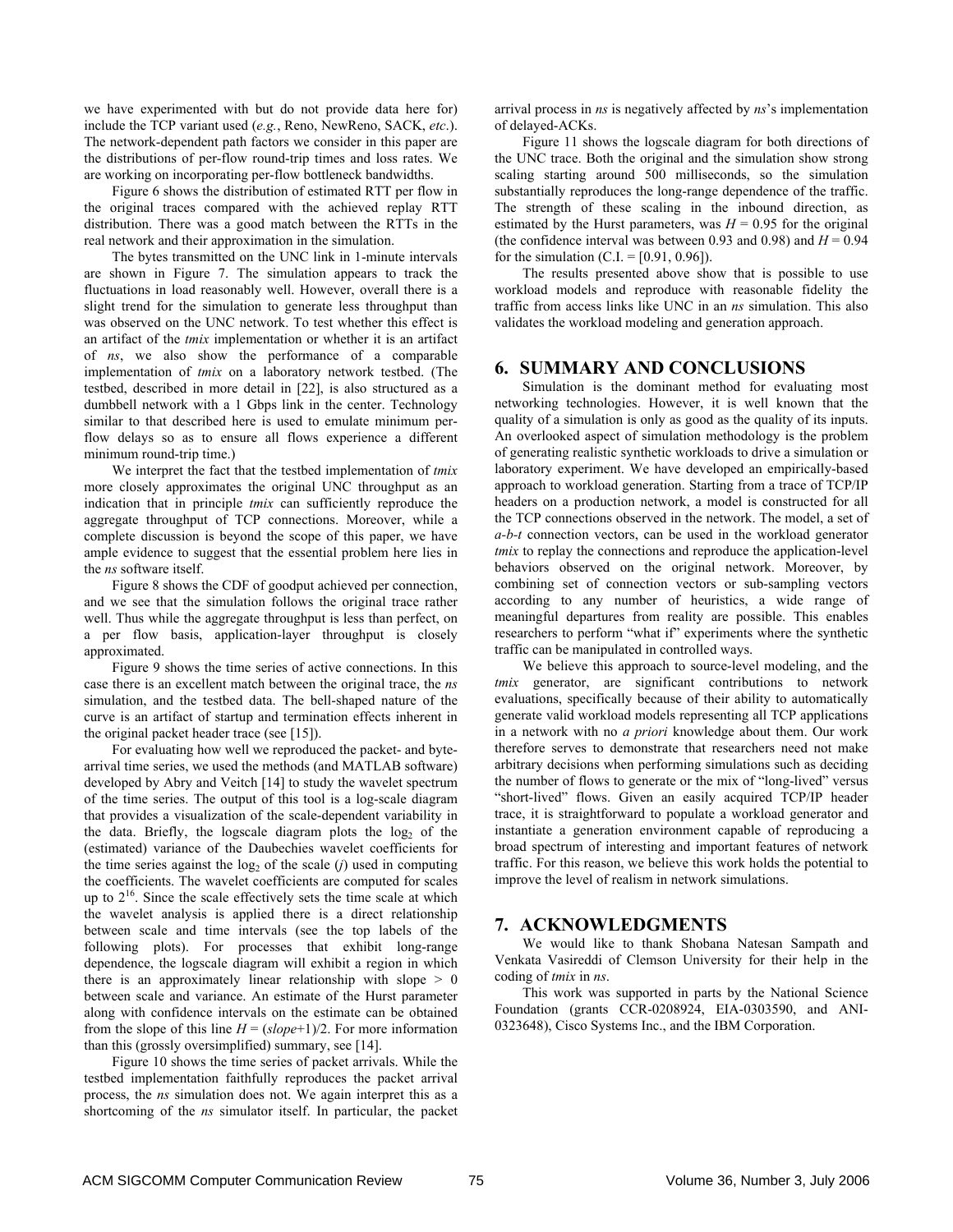we have experimented with but do not provide data here for) include the TCP variant used (*e.g.*, Reno, NewReno, SACK, *etc*.). The network-dependent path factors we consider in this paper are the distributions of per-flow round-trip times and loss rates. We are working on incorporating per-flow bottleneck bandwidths.

Figure 6 shows the distribution of estimated RTT per flow in the original traces compared with the achieved replay RTT distribution. There was a good match between the RTTs in the real network and their approximation in the simulation.

The bytes transmitted on the UNC link in 1-minute intervals are shown in Figure 7. The simulation appears to track the fluctuations in load reasonably well. However, overall there is a slight trend for the simulation to generate less throughput than was observed on the UNC network. To test whether this effect is an artifact of the *tmix* implementation or whether it is an artifact of *ns*, we also show the performance of a comparable implementation of *tmix* on a laboratory network testbed. (The testbed, described in more detail in [22], is also structured as a dumbbell network with a 1 Gbps link in the center. Technology similar to that described here is used to emulate minimum per-flow delays so as to ensure all flows experience a different minimum round-trip time.)

We interpret the fact that the testbed implementation of *tmix* more closely approximates the original UNC throughput as an indication that in principle *tmix* can sufficiently reproduce the aggregate throughput of TCP connections. Moreover, while a complete discussion is beyond the scope of this paper, we have ample evidence to suggest that the essential problem here lies in the *ns* software itself.

Figure 8 shows the CDF of goodput achieved per connection, and we see that the simulation follows the original trace rather well. Thus while the aggregate throughput is less than perfect, on a per flow basis, application-layer throughput is closely approximated.

Figure 9 shows the time series of active connections. In this case there is an excellent match between the original trace, the *ns* simulation, and the testbed data. The bell-shaped nature of the curve is an artifact of startup and termination effects inherent in the original packet header trace (see [15]).

For evaluating how well we reproduced the packet- and byte-arrival time series, we used the methods (and MATLAB software) developed by Abry and Veitch [14] to study the wavelet spectrum of the time series. The output of this tool is a log-scale diagram that provides a visualization of the scale-dependent variability in the data. Briefly, the logscale diagram plots the $\log_2$ of the (estimated) variance of the Daubechies wavelet coefficients for the time series against the $\log_2$ of the scale ($j$) used in computing the coefficients. The wavelet coefficients are computed for scales up to $2^{16}$. Since the scale effectively sets the time scale at which the wavelet analysis is applied there is a direct relationship between scale and time intervals (see the top labels of the following plots). For processes that exhibit long-range dependence, the logscale diagram will exhibit a region in which there is an approximately linear relationship with slope $> 0$ between scale and variance. An estimate of the Hurst parameter along with confidence intervals on the estimate can be obtained from the slope of this line $H = (slope+1)/2$. For more information than this (grossly oversimplified) summary, see [14].

Figure 10 shows the time series of packet arrivals. While the testbed implementation faithfully reproduces the packet arrival process, the *ns* simulation does not. We again interpret this as a shortcoming of the *ns* simulator itself. In particular, the packet arrival process in *ns* is negatively affected by *ns*'s implementation of delayed-ACKs.

Figure 11 shows the logscale diagram for both directions of the UNC trace. Both the original and the simulation show strong scaling starting around 500 milliseconds, so the simulation substantially reproduces the long-range dependence of the traffic. The strength of these scaling in the inbound direction, as estimated by the Hurst parameters, was $H = 0.95$ for the original (the confidence interval was between 0.93 and 0.98) and $H = 0.94$ for the simulation (C.I. = [0.91, 0.96]).

The results presented above show that is possible to use workload models and reproduce with reasonable fidelity the traffic from access links like UNC in an *ns* simulation. This also validates the workload modeling and generation approach.

## 6. SUMMARY AND CONCLUSIONS

Simulation is the dominant method for evaluating most networking technologies. However, it is well known that the quality of a simulation is only as good as the quality of its inputs. An overlooked aspect of simulation methodology is the problem of generating realistic synthetic workloads to drive a simulation or laboratory experiment. We have developed an empirically-based approach to workload generation. Starting from a trace of TCP/IP headers on a production network, a model is constructed for all the TCP connections observed in the network. The model, a set of *a-b-t* connection vectors, can be used in the workload generator *tmix* to replay the connections and reproduce the application-level behaviors observed on the original network. Moreover, by combining set of connection vectors or sub-sampling vectors according to any number of heuristics, a wide range of meaningful departures from reality are possible. This enables researchers to perform "what if" experiments where the synthetic traffic can be manipulated in controlled ways.

We believe this approach to source-level modeling, and the *tmix* generator, are significant contributions to network evaluations, specifically because of their ability to automatically generate valid workload models representing all TCP applications in a network with no *a priori* knowledge about them. Our work therefore serves to demonstrate that researchers need not make arbitrary decisions when performing simulations such as deciding the number of flows to generate or the mix of "long-lived" versus "short-lived" flows. Given an easily acquired TCP/IP header trace, it is straightforward to populate a workload generator and instantiate a generation environment capable of reproducing a broad spectrum of interesting and important features of network traffic. For this reason, we believe this work holds the potential to improve the level of realism in network simulations.

## 7. ACKNOWLEDGMENTS

We would like to thank Shobana Natesan Sampath and Venkata Vasireddi of Clemson University for their help in the coding of *tmix* in *ns*.

This work was supported in parts by the National Science Foundation (grants CCR-0208924, EIA-0303590, and ANI-0323648), Cisco Systems Inc., and the IBM Corporation.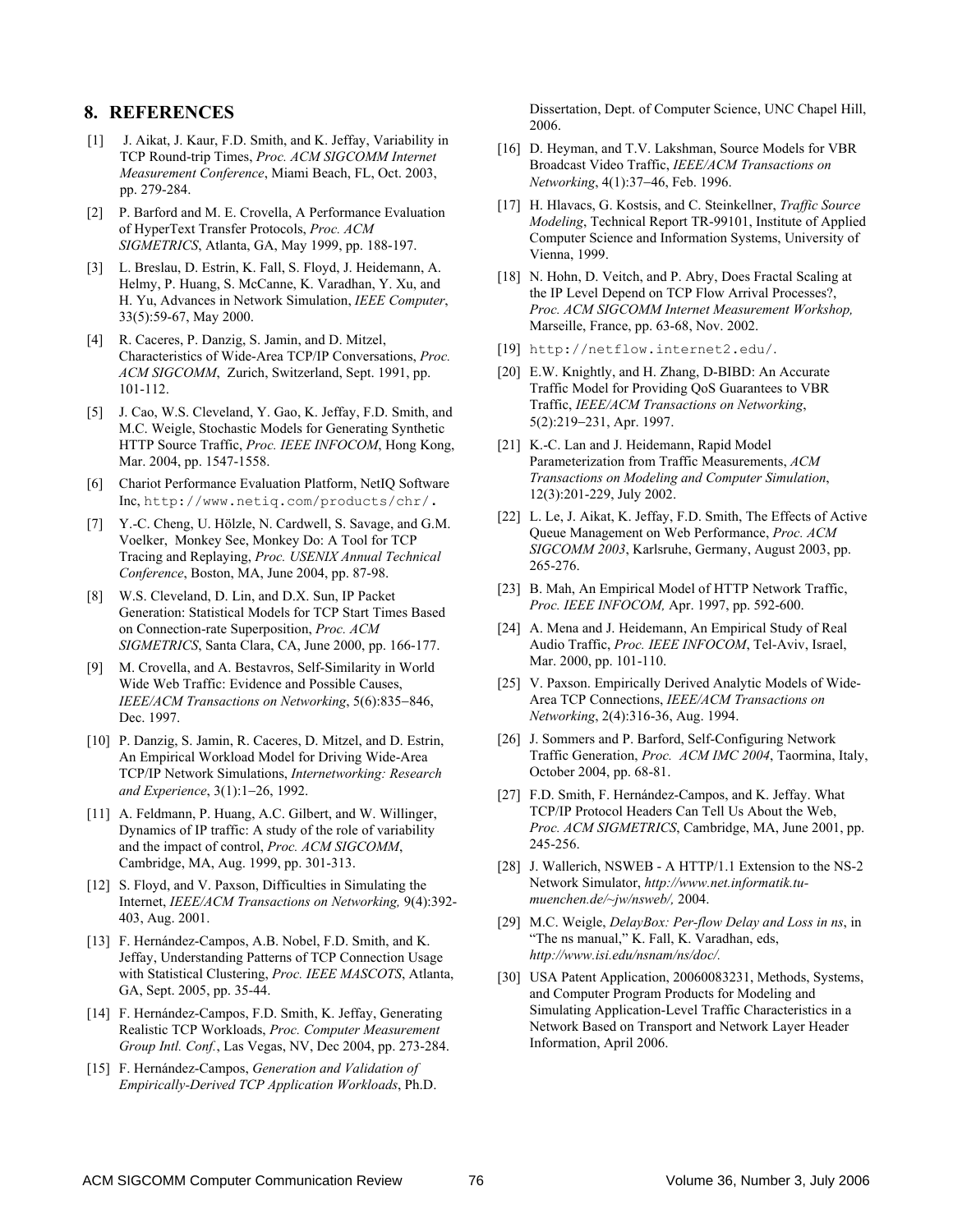## 8. REFERENCES

[1] J. Aikat, J. Kaur, F.D. Smith, and K. Jeffay, Variability in TCP Round-trip Times, *Proc. ACM SIGCOMM Internet Measurement Conference*, Miami Beach, FL, Oct. 2003, pp. 279-284.

[2] P. Barford and M. E. Crovella, A Performance Evaluation of HyperText Transfer Protocols, *Proc. ACM SIGMETRICS*, Atlanta, GA, May 1999, pp. 188-197.

[3] L. Breslau, D. Estrin, K. Fall, S. Floyd, J. Heidemann, A. Helmy, P. Huang, S. McCanne, K. Varadhan, Y. Xu, and H. Yu, Advances in Network Simulation, *IEEE Computer*, 33(5):59-67, May 2000.

[4] R. Caceres, P. Danzig, S. Jamin, and D. Mitzel, Characteristics of Wide-Area TCP/IP Conversations, *Proc. ACM SIGCOMM*, Zurich, Switzerland, Sept. 1991, pp. 101-112.

[5] J. Cao, W.S. Cleveland, Y. Gao, K. Jeffay, F.D. Smith, and M.C. Weigle, Stochastic Models for Generating Synthetic HTTP Source Traffic, *Proc. IEEE INFOCOM*, Hong Kong, Mar. 2004, pp. 1547-1558.

[6] Chariot Performance Evaluation Platform, NetIQ Software Inc, `http://www.netiq.com/products/chr/`.

[7] Y.-C. Cheng, U. Hölzle, N. Cardwell, S. Savage, and G.M. Voelker, Monkey See, Monkey Do: A Tool for TCP Tracing and Replaying, *Proc. USENIX Annual Technical Conference*, Boston, MA, June 2004, pp. 87-98.

[8] W.S. Cleveland, D. Lin, and D.X. Sun, IP Packet Generation: Statistical Models for TCP Start Times Based on Connection-rate Superposition, *Proc. ACM SIGMETRICS*, Santa Clara, CA, June 2000, pp. 166-177.

[9] M. Crovella, and A. Bestavros, Self-Similarity in World Wide Web Traffic: Evidence and Possible Causes, *IEEE/ACM Transactions on Networking*, 5(6):835–846, Dec. 1997.

[10] P. Danzig, S. Jamin, R. Caceres, D. Mitzel, and D. Estrin, An Empirical Workload Model for Driving Wide-Area TCP/IP Network Simulations, *Internetworking: Research and Experience*, 3(1):1–26, 1992.

[11] A. Feldmann, P. Huang, A.C. Gilbert, and W. Willinger, Dynamics of IP traffic: A study of the role of variability and the impact of control, *Proc. ACM SIGCOMM*, Cambridge, MA, Aug. 1999, pp. 301-313.

[12] S. Floyd, and V. Paxson, Difficulties in Simulating the Internet, *IEEE/ACM Transactions on Networking,* 9(4):392-403, Aug. 2001.

[13] F. Hernández-Campos, A.B. Nobel, F.D. Smith, and K. Jeffay, Understanding Patterns of TCP Connection Usage with Statistical Clustering, *Proc. IEEE MASCOTS*, Atlanta, GA, Sept. 2005, pp. 35-44.

[14] F. Hernández-Campos, F.D. Smith, K. Jeffay, Generating Realistic TCP Workloads, *Proc. Computer Measurement Group Intl. Conf.*, Las Vegas, NV, Dec 2004, pp. 273-284.

[15] F. Hernández-Campos, *Generation and Validation of Empirically-Derived TCP Application Workloads*, Ph.D. Dissertation, Dept. of Computer Science, UNC Chapel Hill, 2006.

[16] D. Heyman, and T.V. Lakshman, Source Models for VBR Broadcast Video Traffic, *IEEE/ACM Transactions on Networking*, 4(1):37–46, Feb. 1996.

[17] H. Hlavacs, G. Kostsis, and C. Steinkellner, *Traffic Source Modeling*, Technical Report TR-99101, Institute of Applied Computer Science and Information Systems, University of Vienna, 1999.

[18] N. Hohn, D. Veitch, and P. Abry, Does Fractal Scaling at the IP Level Depend on TCP Flow Arrival Processes?, *Proc. ACM SIGCOMM Internet Measurement Workshop,* Marseille, France, pp. 63-68, Nov. 2002.

[19] `http://netflow.internet2.edu/`.

[20] E.W. Knightly, and H. Zhang, D-BIBD: An Accurate Traffic Model for Providing QoS Guarantees to VBR Traffic, *IEEE/ACM Transactions on Networking*, 5(2):219–231, Apr. 1997.

[21] K.-C. Lan and J. Heidemann, Rapid Model Parameterization from Traffic Measurements, *ACM Transactions on Modeling and Computer Simulation*, 12(3):201-229, July 2002.

[22] L. Le, J. Aikat, K. Jeffay, F.D. Smith, The Effects of Active Queue Management on Web Performance, *Proc. ACM SIGCOMM 2003*, Karlsruhe, Germany, August 2003, pp. 265-276.

[23] B. Mah, An Empirical Model of HTTP Network Traffic, *Proc. IEEE INFOCOM,* Apr. 1997, pp. 592-600.

[24] A. Mena and J. Heidemann, An Empirical Study of Real Audio Traffic, *Proc. IEEE INFOCOM*, Tel-Aviv, Israel, Mar. 2000, pp. 101-110.

[25] V. Paxson. Empirically Derived Analytic Models of Wide-Area TCP Connections, *IEEE/ACM Transactions on Networking*, 2(4):316-36, Aug. 1994.

[26] J. Sommers and P. Barford, Self-Configuring Network Traffic Generation, *Proc. ACM IMC 2004*, Taormina, Italy, October 2004, pp. 68-81.

[27] F.D. Smith, F. Hernández-Campos, and K. Jeffay. What TCP/IP Protocol Headers Can Tell Us About the Web, *Proc. ACM SIGMETRICS*, Cambridge, MA, June 2001, pp. 245-256.

[28] J. Wallerich, NSWEB - A HTTP/1.1 Extension to the NS-2 Network Simulator, *http://www.net.informatik.tu-muenchen.de/~jw/nsweb/,* 2004.

[29] M.C. Weigle, *DelayBox: Per-flow Delay and Loss in ns*, in "The ns manual," K. Fall, K. Varadhan, eds, *http://www.isi.edu/nsnam/ns/doc/.*

[30] USA Patent Application, 20060083231, Methods, Systems, and Computer Program Products for Modeling and Simulating Application-Level Traffic Characteristics in a Network Based on Transport and Network Layer Header Information, April 2006.